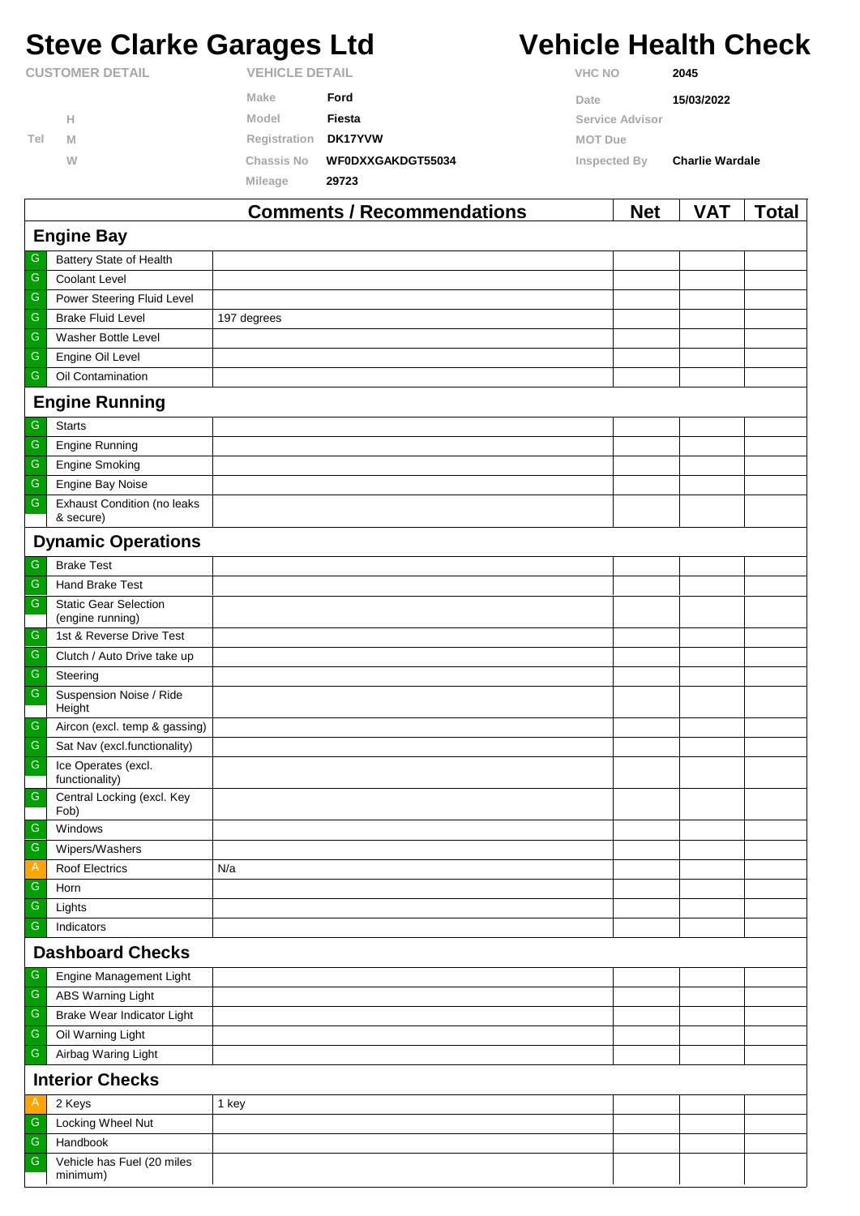# Steve Clarke Garages Ltd

# Vehicle Health Check

**CUSTOMER DETAIL**

Tel H
M
W

**VEHICLE DETAIL**

| | |
|---|---|
| Make | **Ford** |
| Model | **Fiesta** |
| Registration | **DK17YVW** |
| Chassis No | **WF0DXXGAKDGT55034** |
| Mileage | **29723** |

| | |
|---|---|
| VHC NO | **2045** |
| Date | **15/03/2022** |
| Service Advisor | |
| MOT Due | |
| Inspected By | **Charlie Wardale** |

| | | Comments / Recommendations | Net | VAT | Total |
|---|---|---|---|---|---|
| **Engine Bay** | | | | | |
| G | Battery State of Health | | | | |
| G | Coolant Level | | | | |
| G | Power Steering Fluid Level | | | | |
| G | Brake Fluid Level | 197 degrees | | | |
| G | Washer Bottle Level | | | | |
| G | Engine Oil Level | | | | |
| G | Oil Contamination | | | | |
| **Engine Running** | | | | | |
| G | Starts | | | | |
| G | Engine Running | | | | |
| G | Engine Smoking | | | | |
| G | Engine Bay Noise | | | | |
| G | Exhaust Condition (no leaks & secure) | | | | |
| **Dynamic Operations** | | | | | |
| G | Brake Test | | | | |
| G | Hand Brake Test | | | | |
| G | Static Gear Selection (engine running) | | | | |
| G | 1st & Reverse Drive Test | | | | |
| G | Clutch / Auto Drive take up | | | | |
| G | Steering | | | | |
| G | Suspension Noise / Ride Height | | | | |
| G | Aircon (excl. temp & gassing) | | | | |
| G | Sat Nav (excl.functionality) | | | | |
| G | Ice Operates (excl. functionality) | | | | |
| G | Central Locking (excl. Key Fob) | | | | |
| G | Windows | | | | |
| G | Wipers/Washers | | | | |
| A | Roof Electrics | N/a | | | |
| G | Horn | | | | |
| G | Lights | | | | |
| G | Indicators | | | | |
| **Dashboard Checks** | | | | | |
| G | Engine Management Light | | | | |
| G | ABS Warning Light | | | | |
| G | Brake Wear Indicator Light | | | | |
| G | Oil Warning Light | | | | |
| G | Airbag Waring Light | | | | |
| **Interior Checks** | | | | | |
| A | 2 Keys | 1 key | | | |
| G | Locking Wheel Nut | | | | |
| G | Handbook | | | | |
| G | Vehicle has Fuel (20 miles minimum) | | | | |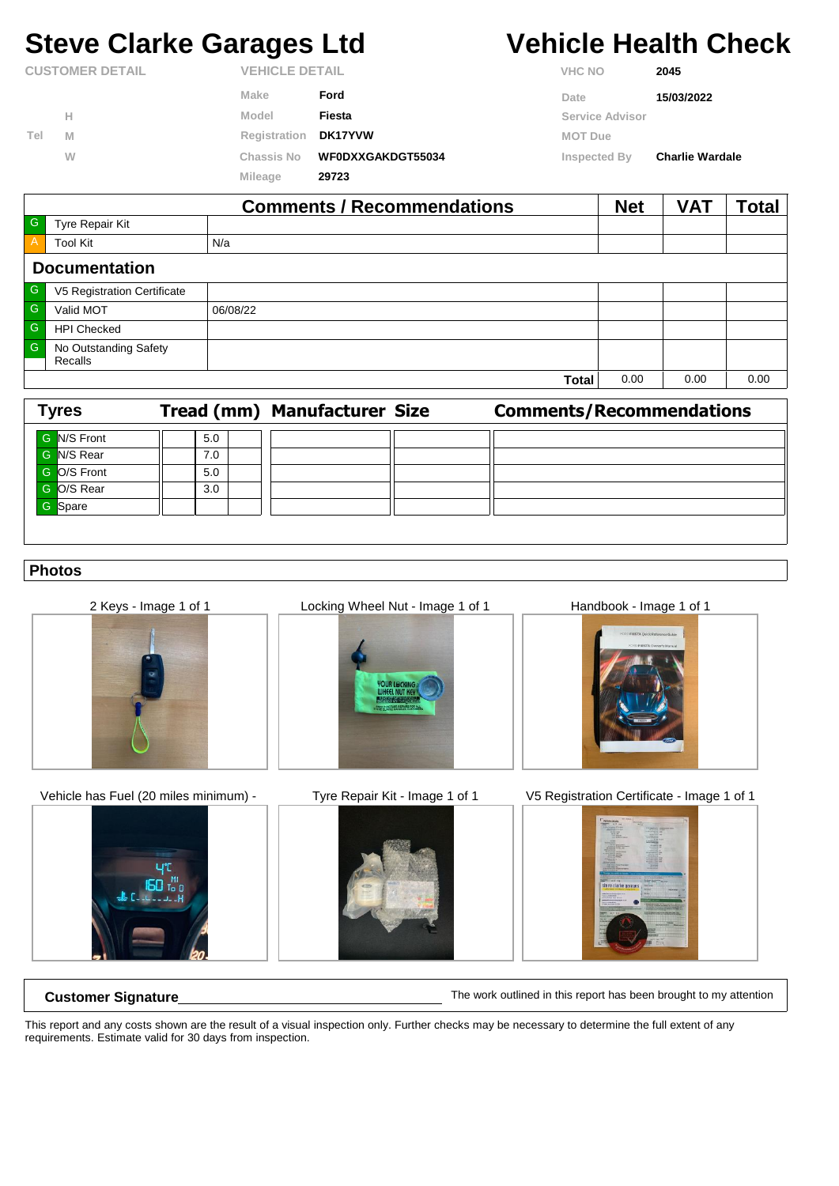# Steve Clarke Garages Ltd

# Vehicle Health Check

| CUSTOMER DETAIL | | VEHICLE DETAIL | | | |
|---|---|---|---|---|---|
| | H | Make | Ford | VHC NO | 2045 |
| Tel | M | Model | Fiesta | Date | 15/03/2022 |
| | W | Registration | DK17YVW | Service Advisor | |
| | | Chassis No | WF0DXXGAKDGT55034 | MOT Due | |
| | | Mileage | 29723 | Inspected By | Charlie Wardale |

| | | Comments / Recommendations | Net | VAT | Total |
|---|---|---|---|---|---|
| G | Tyre Repair Kit | | | | |
| A | Tool Kit | N/a | | | |
| **Documentation** | | | | | |
| G | V5 Registration Certificate | | | | |
| G | Valid MOT | 06/08/22 | | | |
| G | HPI Checked | | | | |
| G | No Outstanding Safety Recalls | | | | |
| | | **Total** | 0.00 | 0.00 | 0.00 |

| Tyres | | Tread (mm) | | Manufacturer | Size | Comments/Recommendations |
|---|---|---|---|---|---|---|
| G | N/S Front | 5.0 | | | | |
| G | N/S Rear | 7.0 | | | | |
| G | O/S Front | 5.0 | | | | |
| G | O/S Rear | 3.0 | | | | |
| G | Spare | | | | | |

## Photos

2 Keys - Image 1 of 1

Locking Wheel Nut - Image 1 of 1

Handbook - Image 1 of 1

Vehicle has Fuel (20 miles minimum) -

Tyre Repair Kit - Image 1 of 1

V5 Registration Certificate - Image 1 of 1

**Customer Signature**\_\_\_\_\_\_\_\_\_\_\_\_\_\_\_\_\_\_\_\_\_\_\_\_\_\_\_\_\_\_ The work outlined in this report has been brought to my attention

This report and any costs shown are the result of a visual inspection only. Further checks may be necessary to determine the full extent of any requirements. Estimate valid for 30 days from inspection.